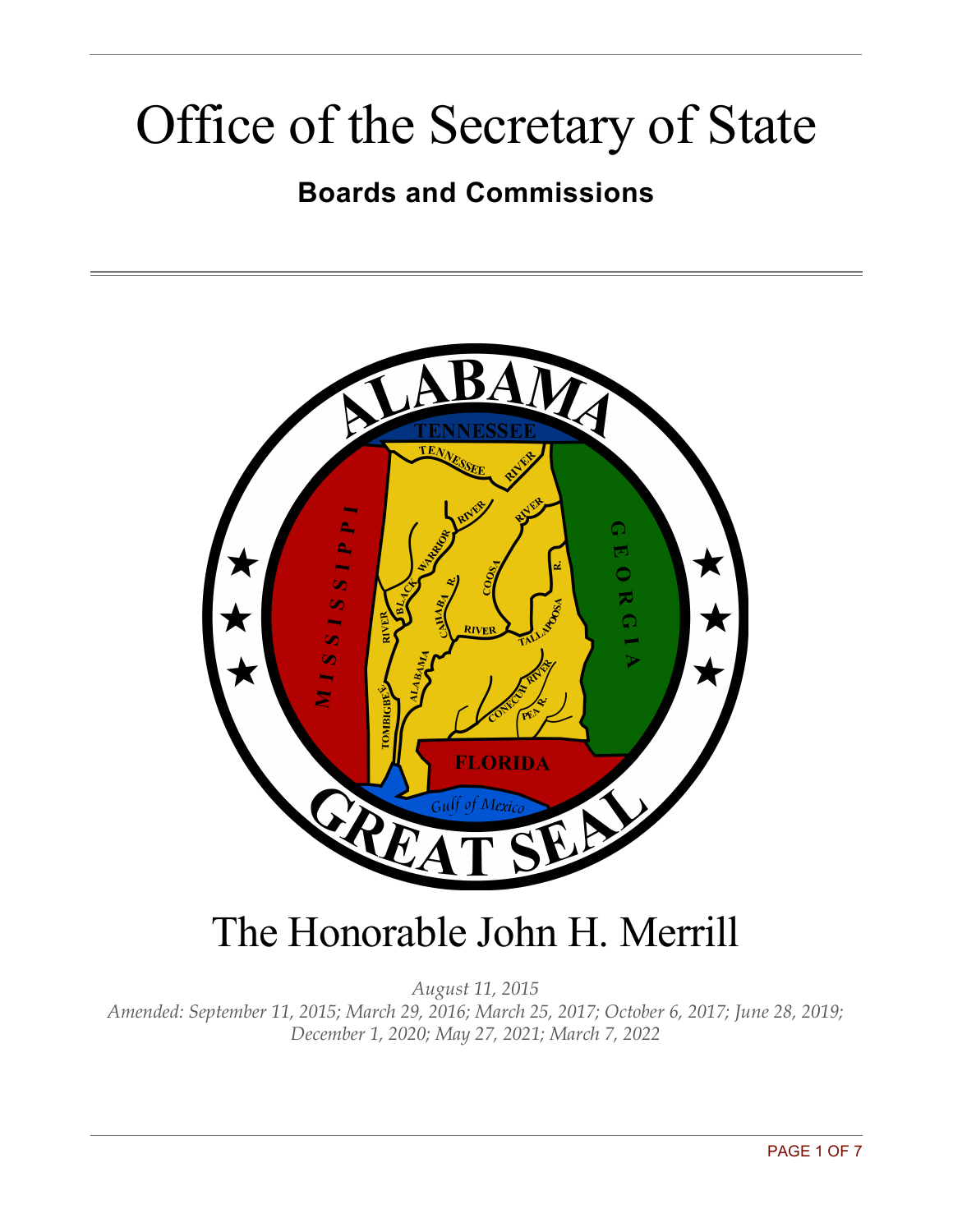# Office of the Secretary of State

## Boards and Commissions

# The Honorable John H. Merrill

*August 11, 2015*

*Amended: September 11, 2015; March 29, 2016; March 25, 2017; October 6, 2017; June 28, 2019; December 1, 2020; May 27, 2021; March 7, 2022*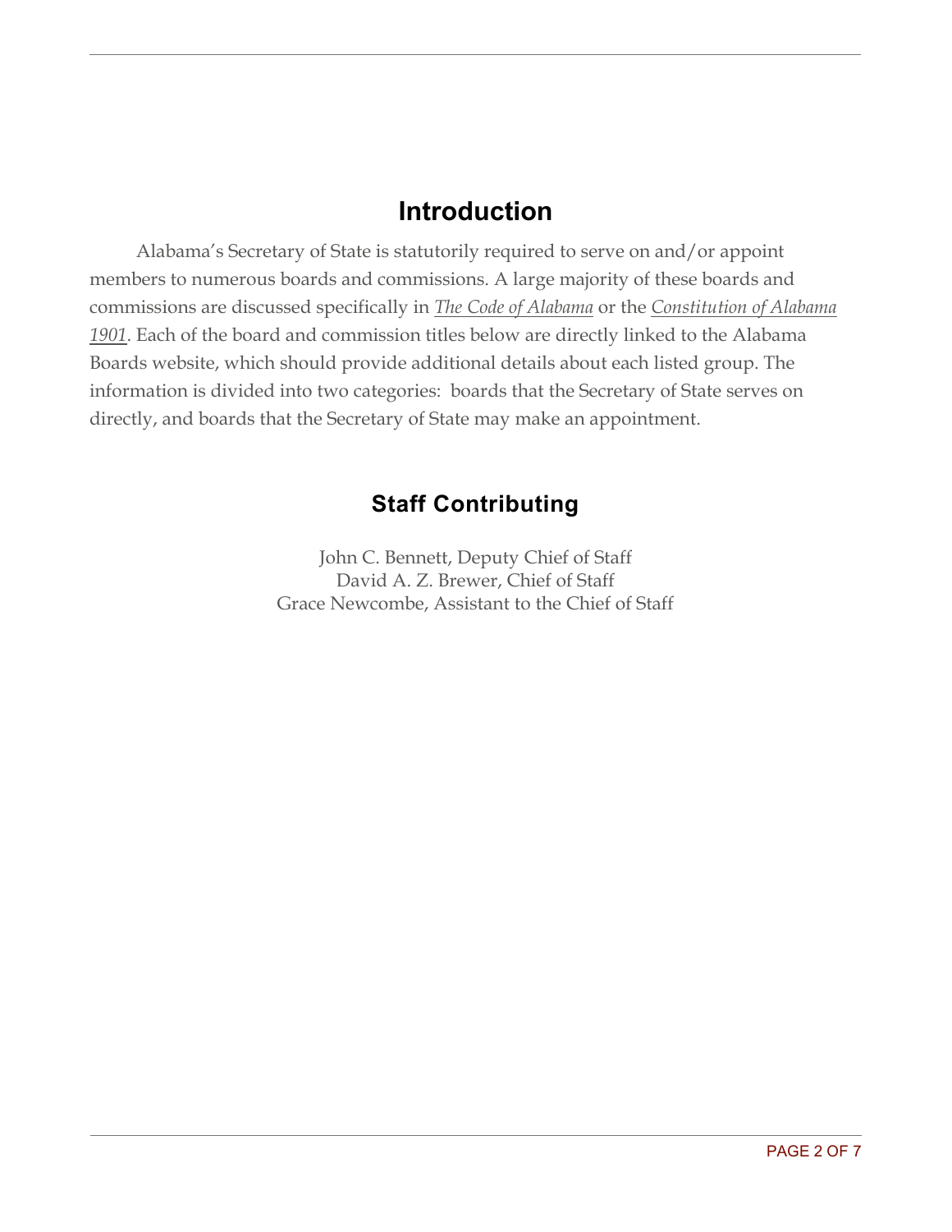# Introduction

Alabama's Secretary of State is statutorily required to serve on and/or appoint members to numerous boards and commissions. A large majority of these boards and commissions are discussed specifically in *The Code of Alabama* or the *Constitution of Alabama 1901*. Each of the board and commission titles below are directly linked to the Alabama Boards website, which should provide additional details about each listed group. The information is divided into two categories: boards that the Secretary of State serves on directly, and boards that the Secretary of State may make an appointment.

## Staff Contributing

John C. Bennett, Deputy Chief of Staff
David A. Z. Brewer, Chief of Staff
Grace Newcombe, Assistant to the Chief of Staff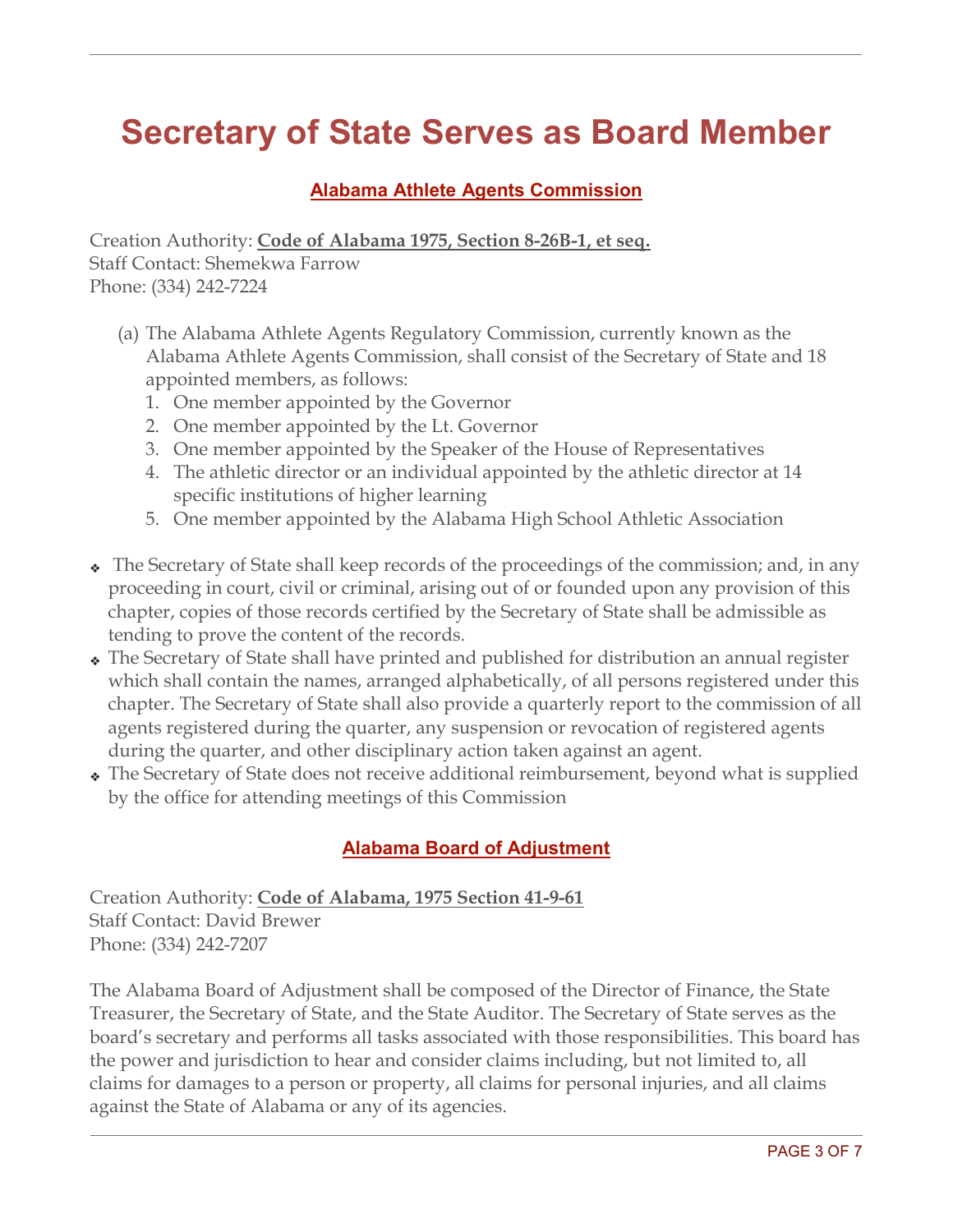# Secretary of State Serves as Board Member

## Alabama Athlete Agents Commission

Creation Authority: **Code of Alabama 1975, Section 8-26B-1, et seq.**
Staff Contact: Shemekwa Farrow
Phone: (334) 242-7224

(a) The Alabama Athlete Agents Regulatory Commission, currently known as the Alabama Athlete Agents Commission, shall consist of the Secretary of State and 18 appointed members, as follows:

1. One member appointed by the Governor
2. One member appointed by the Lt. Governor
3. One member appointed by the Speaker of the House of Representatives
4. The athletic director or an individual appointed by the athletic director at 14 specific institutions of higher learning
5. One member appointed by the Alabama High School Athletic Association

- The Secretary of State shall keep records of the proceedings of the commission; and, in any proceeding in court, civil or criminal, arising out of or founded upon any provision of this chapter, copies of those records certified by the Secretary of State shall be admissible as tending to prove the content of the records.
- The Secretary of State shall have printed and published for distribution an annual register which shall contain the names, arranged alphabetically, of all persons registered under this chapter. The Secretary of State shall also provide a quarterly report to the commission of all agents registered during the quarter, any suspension or revocation of registered agents during the quarter, and other disciplinary action taken against an agent.
- The Secretary of State does not receive additional reimbursement, beyond what is supplied by the office for attending meetings of this Commission

## Alabama Board of Adjustment

Creation Authority: **Code of Alabama, 1975 Section 41-9-61**
Staff Contact: David Brewer
Phone: (334) 242-7207

The Alabama Board of Adjustment shall be composed of the Director of Finance, the State Treasurer, the Secretary of State, and the State Auditor. The Secretary of State serves as the board's secretary and performs all tasks associated with those responsibilities. This board has the power and jurisdiction to hear and consider claims including, but not limited to, all claims for damages to a person or property, all claims for personal injuries, and all claims against the State of Alabama or any of its agencies.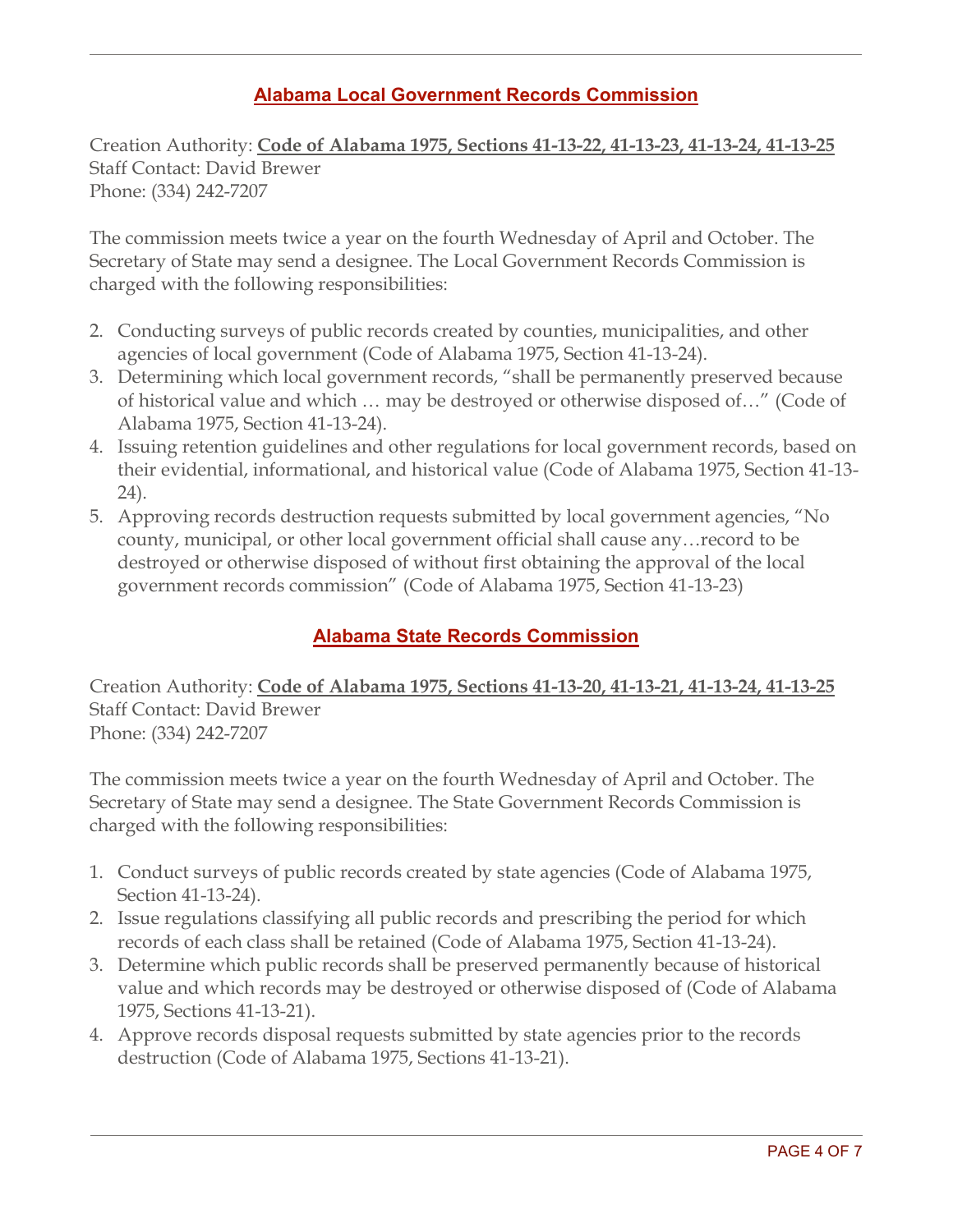## Alabama Local Government Records Commission

Creation Authority: **Code of Alabama 1975, Sections 41-13-22, 41-13-23, 41-13-24, 41-13-25**
Staff Contact: David Brewer
Phone: (334) 242-7207

The commission meets twice a year on the fourth Wednesday of April and October. The Secretary of State may send a designee. The Local Government Records Commission is charged with the following responsibilities:

2. Conducting surveys of public records created by counties, municipalities, and other agencies of local government (Code of Alabama 1975, Section 41-13-24).
3. Determining which local government records, "shall be permanently preserved because of historical value and which … may be destroyed or otherwise disposed of…" (Code of Alabama 1975, Section 41-13-24).
4. Issuing retention guidelines and other regulations for local government records, based on their evidential, informational, and historical value (Code of Alabama 1975, Section 41-13-24).
5. Approving records destruction requests submitted by local government agencies, "No county, municipal, or other local government official shall cause any…record to be destroyed or otherwise disposed of without first obtaining the approval of the local government records commission" (Code of Alabama 1975, Section 41-13-23)

## Alabama State Records Commission

Creation Authority: **Code of Alabama 1975, Sections 41-13-20, 41-13-21, 41-13-24, 41-13-25**
Staff Contact: David Brewer
Phone: (334) 242-7207

The commission meets twice a year on the fourth Wednesday of April and October. The Secretary of State may send a designee. The State Government Records Commission is charged with the following responsibilities:

1. Conduct surveys of public records created by state agencies (Code of Alabama 1975, Section 41-13-24).
2. Issue regulations classifying all public records and prescribing the period for which records of each class shall be retained (Code of Alabama 1975, Section 41-13-24).
3. Determine which public records shall be preserved permanently because of historical value and which records may be destroyed or otherwise disposed of (Code of Alabama 1975, Sections 41-13-21).
4. Approve records disposal requests submitted by state agencies prior to the records destruction (Code of Alabama 1975, Sections 41-13-21).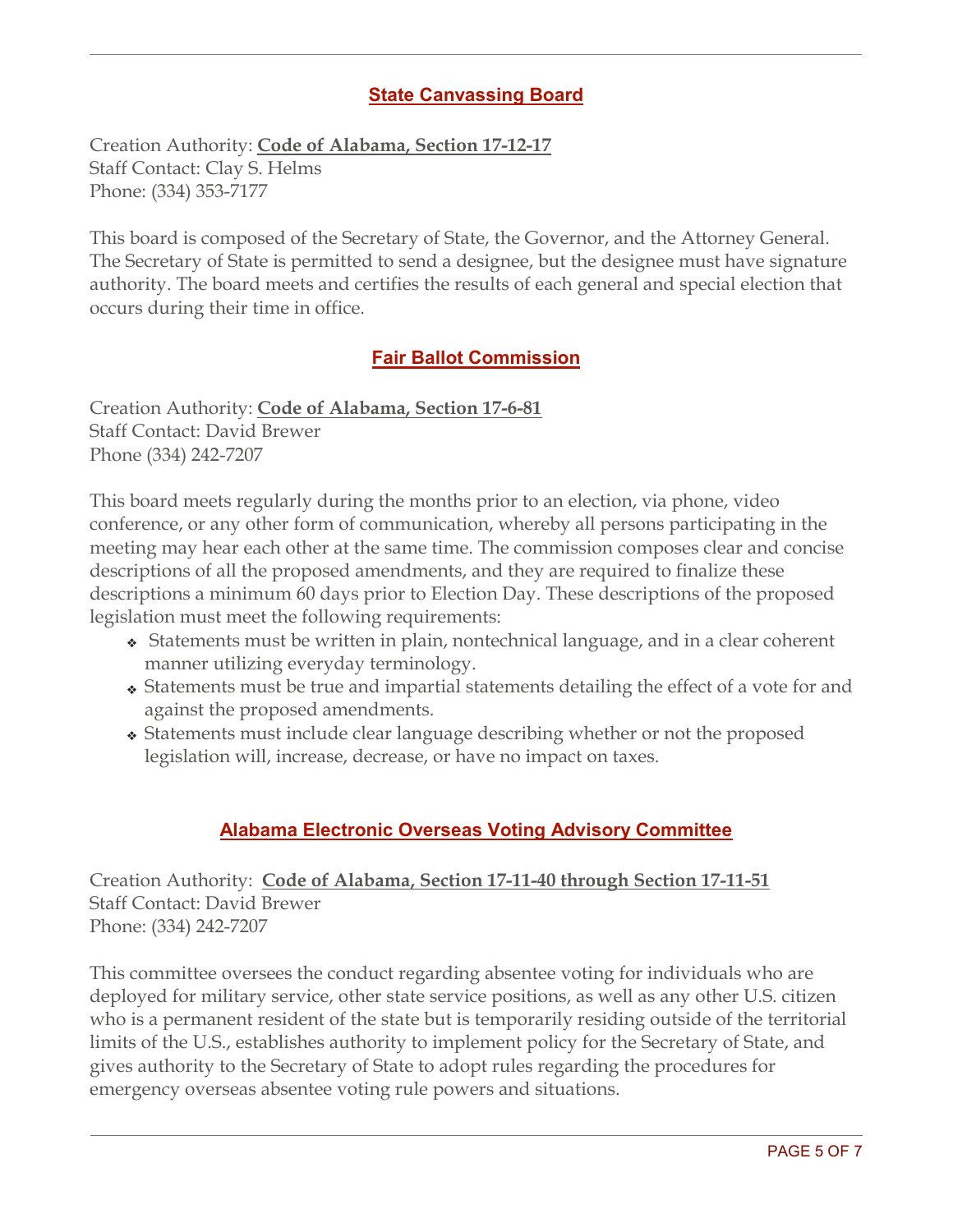## State Canvassing Board

Creation Authority: **Code of Alabama, Section 17-12-17**
Staff Contact: Clay S. Helms
Phone: (334) 353-7177

This board is composed of the Secretary of State, the Governor, and the Attorney General. The Secretary of State is permitted to send a designee, but the designee must have signature authority. The board meets and certifies the results of each general and special election that occurs during their time in office.

## Fair Ballot Commission

Creation Authority: **Code of Alabama, Section 17-6-81**
Staff Contact: David Brewer
Phone (334) 242-7207

This board meets regularly during the months prior to an election, via phone, video conference, or any other form of communication, whereby all persons participating in the meeting may hear each other at the same time. The commission composes clear and concise descriptions of all the proposed amendments, and they are required to finalize these descriptions a minimum 60 days prior to Election Day. These descriptions of the proposed legislation must meet the following requirements:

- Statements must be written in plain, nontechnical language, and in a clear coherent manner utilizing everyday terminology.
- Statements must be true and impartial statements detailing the effect of a vote for and against the proposed amendments.
- Statements must include clear language describing whether or not the proposed legislation will, increase, decrease, or have no impact on taxes.

## Alabama Electronic Overseas Voting Advisory Committee

Creation Authority: **Code of Alabama, Section 17-11-40 through Section 17-11-51**
Staff Contact: David Brewer
Phone: (334) 242-7207

This committee oversees the conduct regarding absentee voting for individuals who are deployed for military service, other state service positions, as well as any other U.S. citizen who is a permanent resident of the state but is temporarily residing outside of the territorial limits of the U.S., establishes authority to implement policy for the Secretary of State, and gives authority to the Secretary of State to adopt rules regarding the procedures for emergency overseas absentee voting rule powers and situations.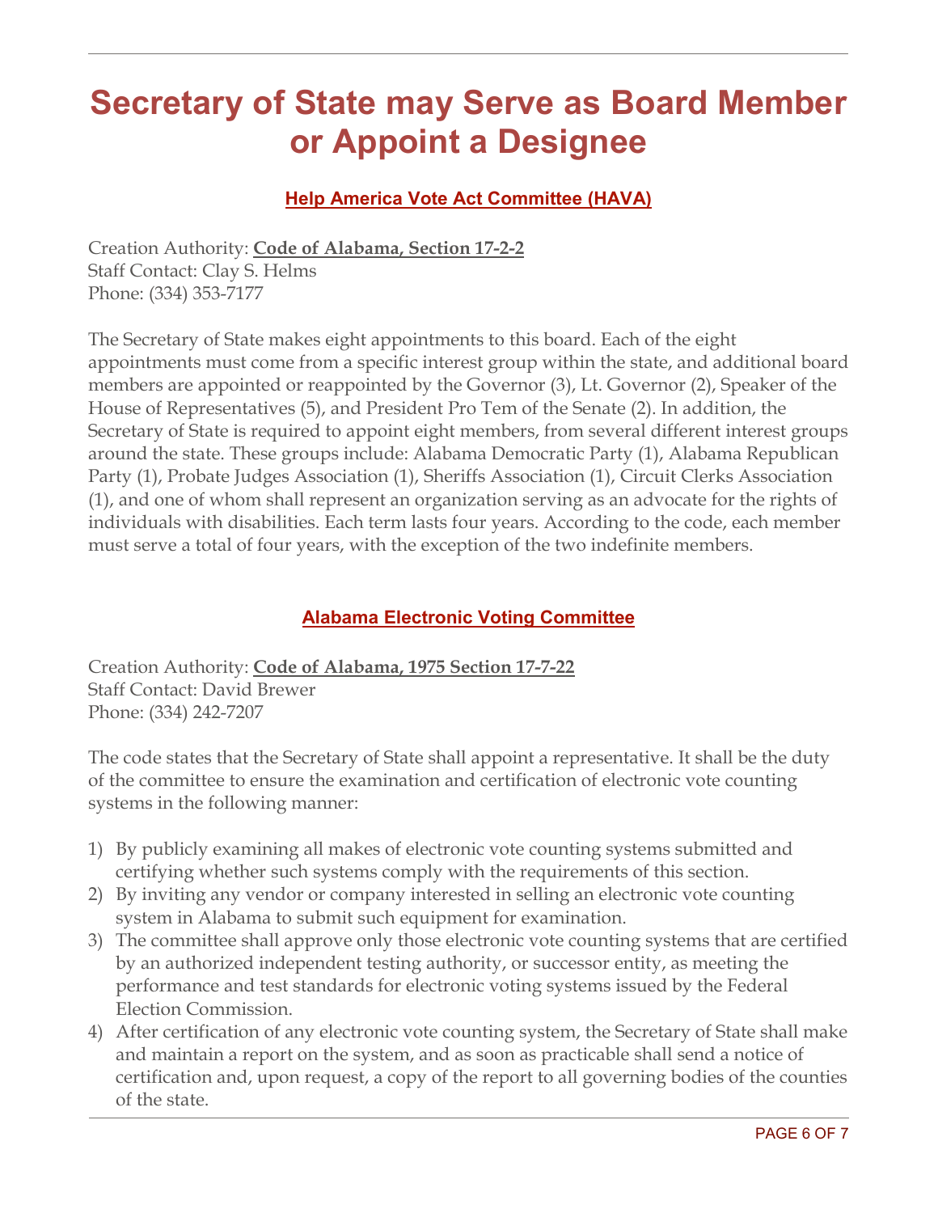# Secretary of State may Serve as Board Member or Appoint a Designee

### Help America Vote Act Committee (HAVA)

Creation Authority: **Code of Alabama, Section 17-2-2**
Staff Contact: Clay S. Helms
Phone: (334) 353-7177

The Secretary of State makes eight appointments to this board. Each of the eight appointments must come from a specific interest group within the state, and additional board members are appointed or reappointed by the Governor (3), Lt. Governor (2), Speaker of the House of Representatives (5), and President Pro Tem of the Senate (2). In addition, the Secretary of State is required to appoint eight members, from several different interest groups around the state. These groups include: Alabama Democratic Party (1), Alabama Republican Party (1), Probate Judges Association (1), Sheriffs Association (1), Circuit Clerks Association (1), and one of whom shall represent an organization serving as an advocate for the rights of individuals with disabilities. Each term lasts four years. According to the code, each member must serve a total of four years, with the exception of the two indefinite members.

### Alabama Electronic Voting Committee

Creation Authority: **Code of Alabama, 1975 Section 17-7-22**
Staff Contact: David Brewer
Phone: (334) 242-7207

The code states that the Secretary of State shall appoint a representative. It shall be the duty of the committee to ensure the examination and certification of electronic vote counting systems in the following manner:

1) By publicly examining all makes of electronic vote counting systems submitted and certifying whether such systems comply with the requirements of this section.
2) By inviting any vendor or company interested in selling an electronic vote counting system in Alabama to submit such equipment for examination.
3) The committee shall approve only those electronic vote counting systems that are certified by an authorized independent testing authority, or successor entity, as meeting the performance and test standards for electronic voting systems issued by the Federal Election Commission.
4) After certification of any electronic vote counting system, the Secretary of State shall make and maintain a report on the system, and as soon as practicable shall send a notice of certification and, upon request, a copy of the report to all governing bodies of the counties of the state.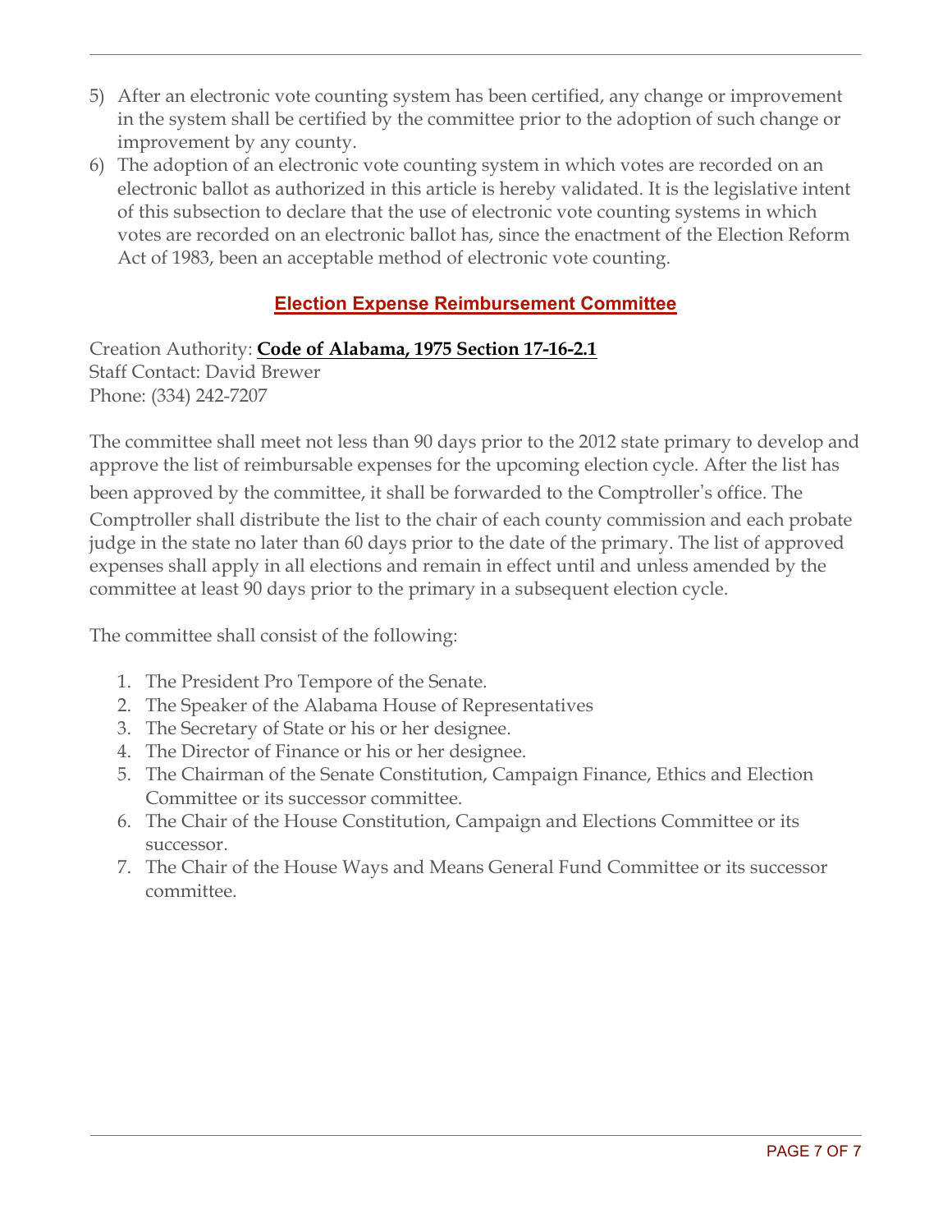5) After an electronic vote counting system has been certified, any change or improvement in the system shall be certified by the committee prior to the adoption of such change or improvement by any county.
6) The adoption of an electronic vote counting system in which votes are recorded on an electronic ballot as authorized in this article is hereby validated. It is the legislative intent of this subsection to declare that the use of electronic vote counting systems in which votes are recorded on an electronic ballot has, since the enactment of the Election Reform Act of 1983, been an acceptable method of electronic vote counting.

## Election Expense Reimbursement Committee

Creation Authority: **Code of Alabama, 1975 Section 17-16-2.1**
Staff Contact: David Brewer
Phone: (334) 242-7207

The committee shall meet not less than 90 days prior to the 2012 state primary to develop and approve the list of reimbursable expenses for the upcoming election cycle. After the list has been approved by the committee, it shall be forwarded to the Comptroller's office. The Comptroller shall distribute the list to the chair of each county commission and each probate judge in the state no later than 60 days prior to the date of the primary. The list of approved expenses shall apply in all elections and remain in effect until and unless amended by the committee at least 90 days prior to the primary in a subsequent election cycle.

The committee shall consist of the following:

1. The President Pro Tempore of the Senate.
2. The Speaker of the Alabama House of Representatives
3. The Secretary of State or his or her designee.
4. The Director of Finance or his or her designee.
5. The Chairman of the Senate Constitution, Campaign Finance, Ethics and Election Committee or its successor committee.
6. The Chair of the House Constitution, Campaign and Elections Committee or its successor.
7. The Chair of the House Ways and Means General Fund Committee or its successor committee.